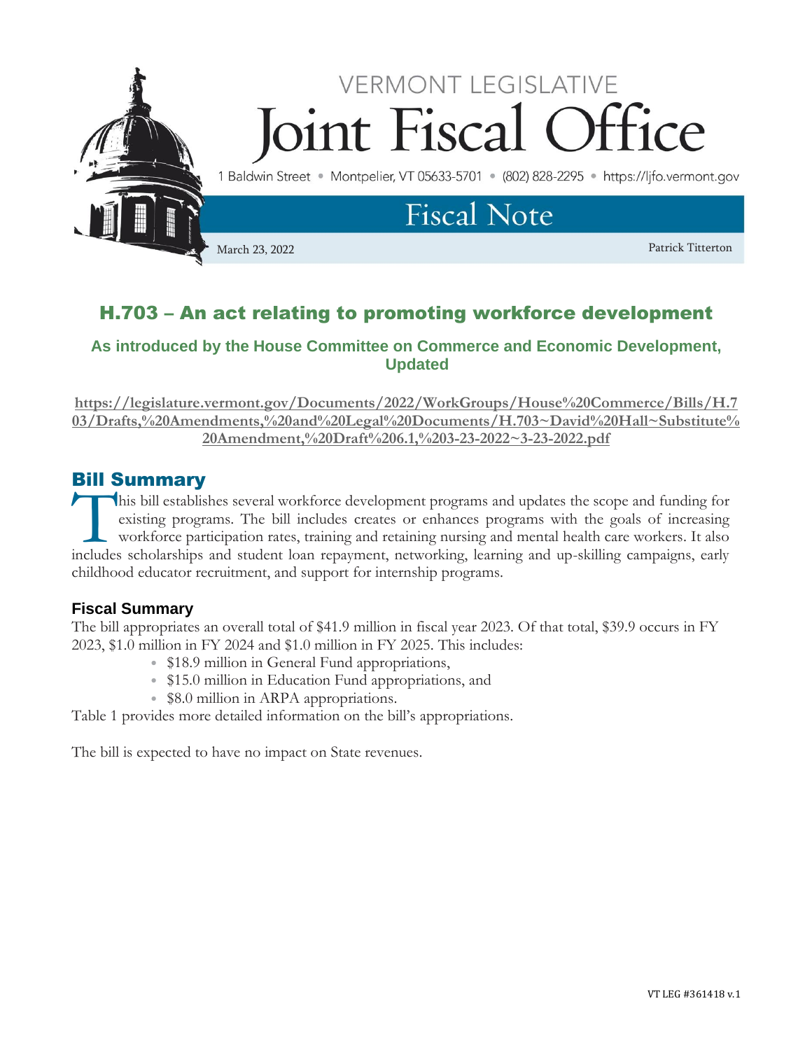VERMONT LEGISLATIVE

# Joint Fiscal Office

1 Baldwin Street • Montpelier, VT 05633-5701 • (802) 828-2295 • https://ljfo.vermont.gov

## Fiscal Note

March 23, 2022 — Patrick Titterton

# H.703 – An act relating to promoting workforce development

### As introduced by the House Committee on Commerce and Economic Development, Updated

**https://legislature.vermont.gov/Documents/2022/WorkGroups/House%20Commerce/Bills/H.703/Drafts,%20Amendments,%20and%20Legal%20Documents/H.703~David%20Hall~Substitute%20Amendment,%20Draft%206.1,%203-23-2022~3-23-2022.pdf**

## Bill Summary

This bill establishes several workforce development programs and updates the scope and funding for existing programs. The bill includes creates or enhances programs with the goals of increasing workforce participation rates, training and retaining nursing and mental health care workers. It also includes scholarships and student loan repayment, networking, learning and up-skilling campaigns, early childhood educator recruitment, and support for internship programs.

### Fiscal Summary

The bill appropriates an overall total of $41.9 million in fiscal year 2023. Of that total, $39.9 occurs in FY 2023, $1.0 million in FY 2024 and $1.0 million in FY 2025. This includes:

- $18.9 million in General Fund appropriations,
- $15.0 million in Education Fund appropriations, and
- $8.0 million in ARPA appropriations.

Table 1 provides more detailed information on the bill's appropriations.

The bill is expected to have no impact on State revenues.

VT LEG #361418 v.1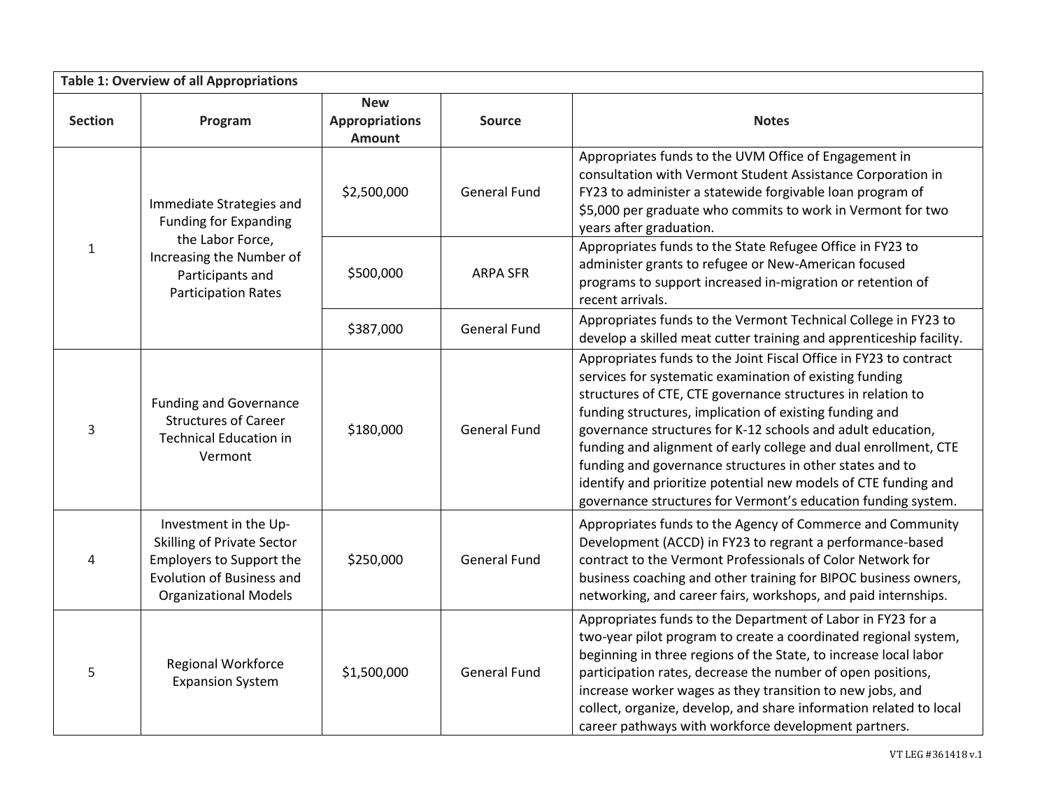| Table 1: Overview of all Appropriations | | | | |
|---|---|---|---|---|
| **Section** | **Program** | **New Appropriations Amount** | **Source** | **Notes** |
| 1 | Immediate Strategies and Funding for Expanding the Labor Force, Increasing the Number of Participants and Participation Rates | $2,500,000 | General Fund | Appropriates funds to the UVM Office of Engagement in consultation with Vermont Student Assistance Corporation in FY23 to administer a statewide forgivable loan program of $5,000 per graduate who commits to work in Vermont for two years after graduation. |
| | | $500,000 | ARPA SFR | Appropriates funds to the State Refugee Office in FY23 to administer grants to refugee or New-American focused programs to support increased in-migration or retention of recent arrivals. |
| | | $387,000 | General Fund | Appropriates funds to the Vermont Technical College in FY23 to develop a skilled meat cutter training and apprenticeship facility. |
| 3 | Funding and Governance Structures of Career Technical Education in Vermont | $180,000 | General Fund | Appropriates funds to the Joint Fiscal Office in FY23 to contract services for systematic examination of existing funding structures of CTE, CTE governance structures in relation to funding structures, implication of existing funding and governance structures for K-12 schools and adult education, funding and alignment of early college and dual enrollment, CTE funding and governance structures in other states and to identify and prioritize potential new models of CTE funding and governance structures for Vermont's education funding system. |
| 4 | Investment in the Up-Skilling of Private Sector Employers to Support the Evolution of Business and Organizational Models | $250,000 | General Fund | Appropriates funds to the Agency of Commerce and Community Development (ACCD) in FY23 to regrant a performance-based contract to the Vermont Professionals of Color Network for business coaching and other training for BIPOC business owners, networking, and career fairs, workshops, and paid internships. |
| 5 | Regional Workforce Expansion System | $1,500,000 | General Fund | Appropriates funds to the Department of Labor in FY23 for a two-year pilot program to create a coordinated regional system, beginning in three regions of the State, to increase local labor participation rates, decrease the number of open positions, increase worker wages as they transition to new jobs, and collect, organize, develop, and share information related to local career pathways with workforce development partners. |

VT LEG #361418 v.1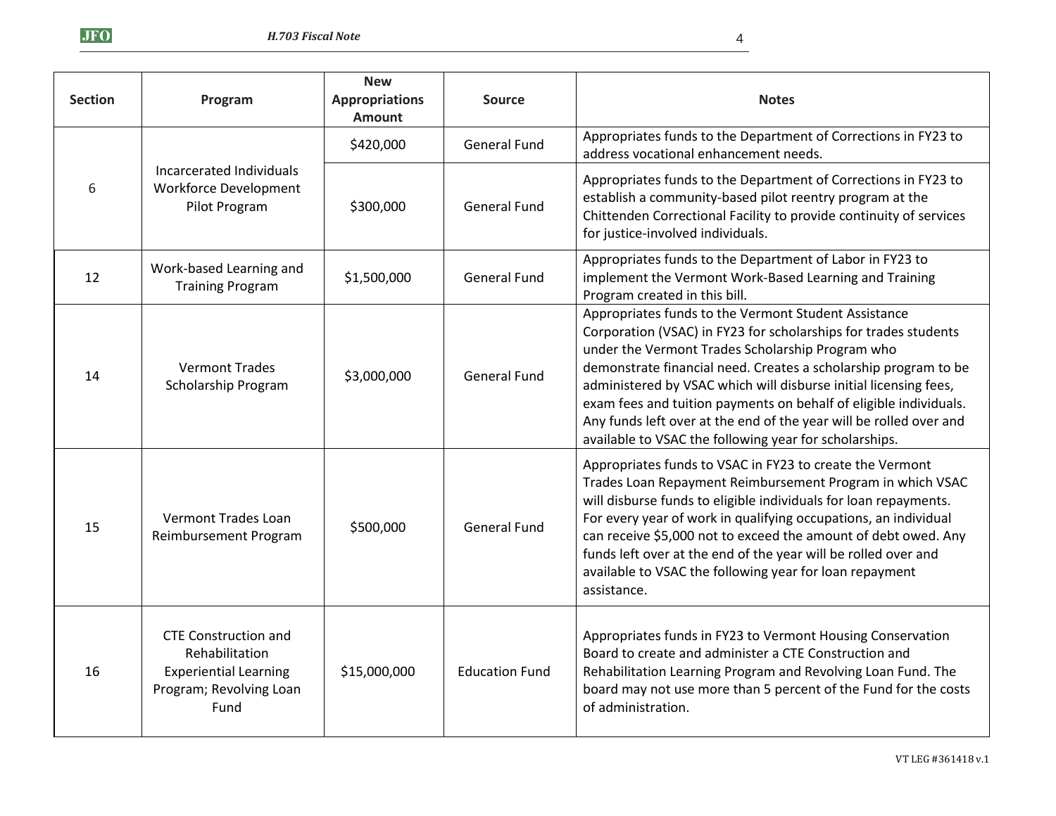| Section | Program | New Appropriations Amount | Source | Notes |
|---|---|---|---|---|
| 6 | Incarcerated Individuals Workforce Development Pilot Program | $420,000 | General Fund | Appropriates funds to the Department of Corrections in FY23 to address vocational enhancement needs. |
| | | $300,000 | General Fund | Appropriates funds to the Department of Corrections in FY23 to establish a community-based pilot reentry program at the Chittenden Correctional Facility to provide continuity of services for justice-involved individuals. |
| 12 | Work-based Learning and Training Program | $1,500,000 | General Fund | Appropriates funds to the Department of Labor in FY23 to implement the Vermont Work-Based Learning and Training Program created in this bill. |
| 14 | Vermont Trades Scholarship Program | $3,000,000 | General Fund | Appropriates funds to the Vermont Student Assistance Corporation (VSAC) in FY23 for scholarships for trades students under the Vermont Trades Scholarship Program who demonstrate financial need. Creates a scholarship program to be administered by VSAC which will disburse initial licensing fees, exam fees and tuition payments on behalf of eligible individuals. Any funds left over at the end of the year will be rolled over and available to VSAC the following year for scholarships. |
| 15 | Vermont Trades Loan Reimbursement Program | $500,000 | General Fund | Appropriates funds to VSAC in FY23 to create the Vermont Trades Loan Repayment Reimbursement Program in which VSAC will disburse funds to eligible individuals for loan repayments. For every year of work in qualifying occupations, an individual can receive $5,000 not to exceed the amount of debt owed. Any funds left over at the end of the year will be rolled over and available to VSAC the following year for loan repayment assistance. |
| 16 | CTE Construction and Rehabilitation Experiential Learning Program; Revolving Loan Fund | $15,000,000 | Education Fund | Appropriates funds in FY23 to Vermont Housing Conservation Board to create and administer a CTE Construction and Rehabilitation Learning Program and Revolving Loan Fund. The board may not use more than 5 percent of the Fund for the costs of administration. |

VT LEG #361418 v.1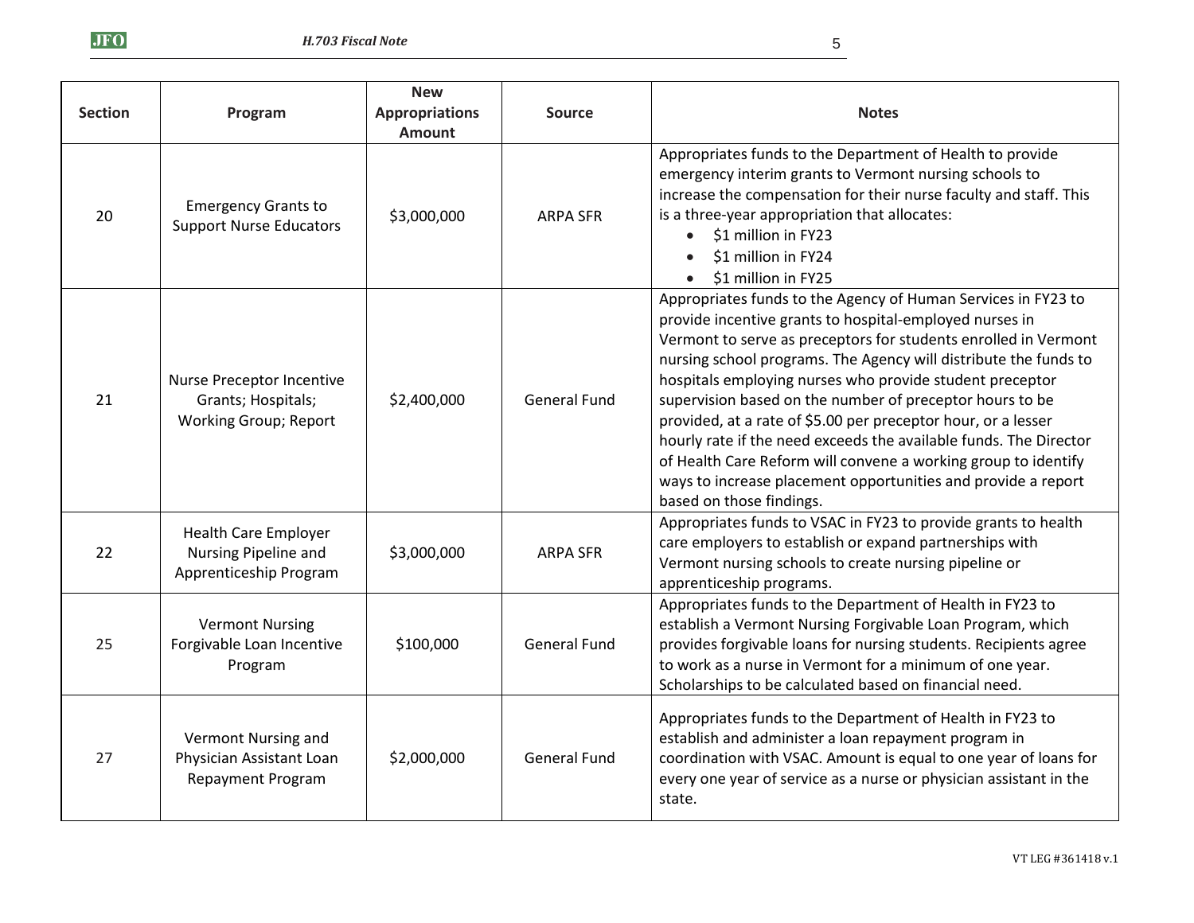| Section | Program | New Appropriations Amount | Source | Notes |
|---|---|---|---|---|
| 20 | Emergency Grants to Support Nurse Educators | $3,000,000 | ARPA SFR | Appropriates funds to the Department of Health to provide emergency interim grants to Vermont nursing schools to increase the compensation for their nurse faculty and staff. This is a three-year appropriation that allocates: <br>• $1 million in FY23 <br>• $1 million in FY24 <br>• $1 million in FY25 |
| 21 | Nurse Preceptor Incentive Grants; Hospitals; Working Group; Report | $2,400,000 | General Fund | Appropriates funds to the Agency of Human Services in FY23 to provide incentive grants to hospital-employed nurses in Vermont to serve as preceptors for students enrolled in Vermont nursing school programs. The Agency will distribute the funds to hospitals employing nurses who provide student preceptor supervision based on the number of preceptor hours to be provided, at a rate of $5.00 per preceptor hour, or a lesser hourly rate if the need exceeds the available funds. The Director of Health Care Reform will convene a working group to identify ways to increase placement opportunities and provide a report based on those findings. |
| 22 | Health Care Employer Nursing Pipeline and Apprenticeship Program | $3,000,000 | ARPA SFR | Appropriates funds to VSAC in FY23 to provide grants to health care employers to establish or expand partnerships with Vermont nursing schools to create nursing pipeline or apprenticeship programs. |
| 25 | Vermont Nursing Forgivable Loan Incentive Program | $100,000 | General Fund | Appropriates funds to the Department of Health in FY23 to establish a Vermont Nursing Forgivable Loan Program, which provides forgivable loans for nursing students. Recipients agree to work as a nurse in Vermont for a minimum of one year. Scholarships to be calculated based on financial need. |
| 27 | Vermont Nursing and Physician Assistant Loan Repayment Program | $2,000,000 | General Fund | Appropriates funds to the Department of Health in FY23 to establish and administer a loan repayment program in coordination with VSAC. Amount is equal to one year of loans for every one year of service as a nurse or physician assistant in the state. |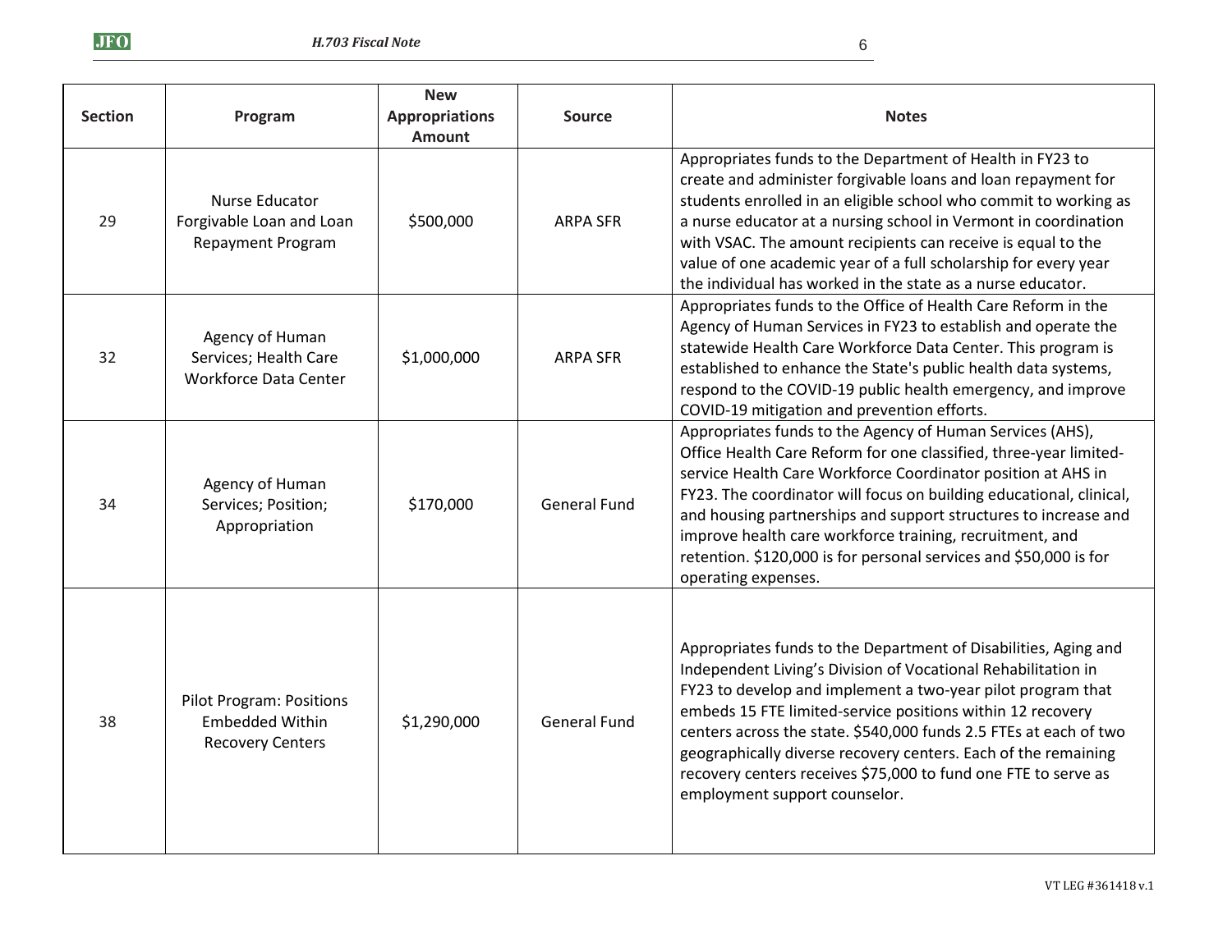| Section | Program | New Appropriations Amount | Source | Notes |
|---|---|---|---|---|
| 29 | Nurse Educator Forgivable Loan and Loan Repayment Program | $500,000 | ARPA SFR | Appropriates funds to the Department of Health in FY23 to create and administer forgivable loans and loan repayment for students enrolled in an eligible school who commit to working as a nurse educator at a nursing school in Vermont in coordination with VSAC. The amount recipients can receive is equal to the value of one academic year of a full scholarship for every year the individual has worked in the state as a nurse educator. |
| 32 | Agency of Human Services; Health Care Workforce Data Center | $1,000,000 | ARPA SFR | Appropriates funds to the Office of Health Care Reform in the Agency of Human Services in FY23 to establish and operate the statewide Health Care Workforce Data Center. This program is established to enhance the State's public health data systems, respond to the COVID-19 public health emergency, and improve COVID-19 mitigation and prevention efforts. |
| 34 | Agency of Human Services; Position; Appropriation | $170,000 | General Fund | Appropriates funds to the Agency of Human Services (AHS), Office Health Care Reform for one classified, three-year limited-service Health Care Workforce Coordinator position at AHS in FY23. The coordinator will focus on building educational, clinical, and housing partnerships and support structures to increase and improve health care workforce training, recruitment, and retention. $120,000 is for personal services and $50,000 is for operating expenses. |
| 38 | Pilot Program: Positions Embedded Within Recovery Centers | $1,290,000 | General Fund | Appropriates funds to the Department of Disabilities, Aging and Independent Living's Division of Vocational Rehabilitation in FY23 to develop and implement a two-year pilot program that embeds 15 FTE limited-service positions within 12 recovery centers across the state. $540,000 funds 2.5 FTEs at each of two geographically diverse recovery centers. Each of the remaining recovery centers receives $75,000 to fund one FTE to serve as employment support counselor. |

VT LEG #361418 v.1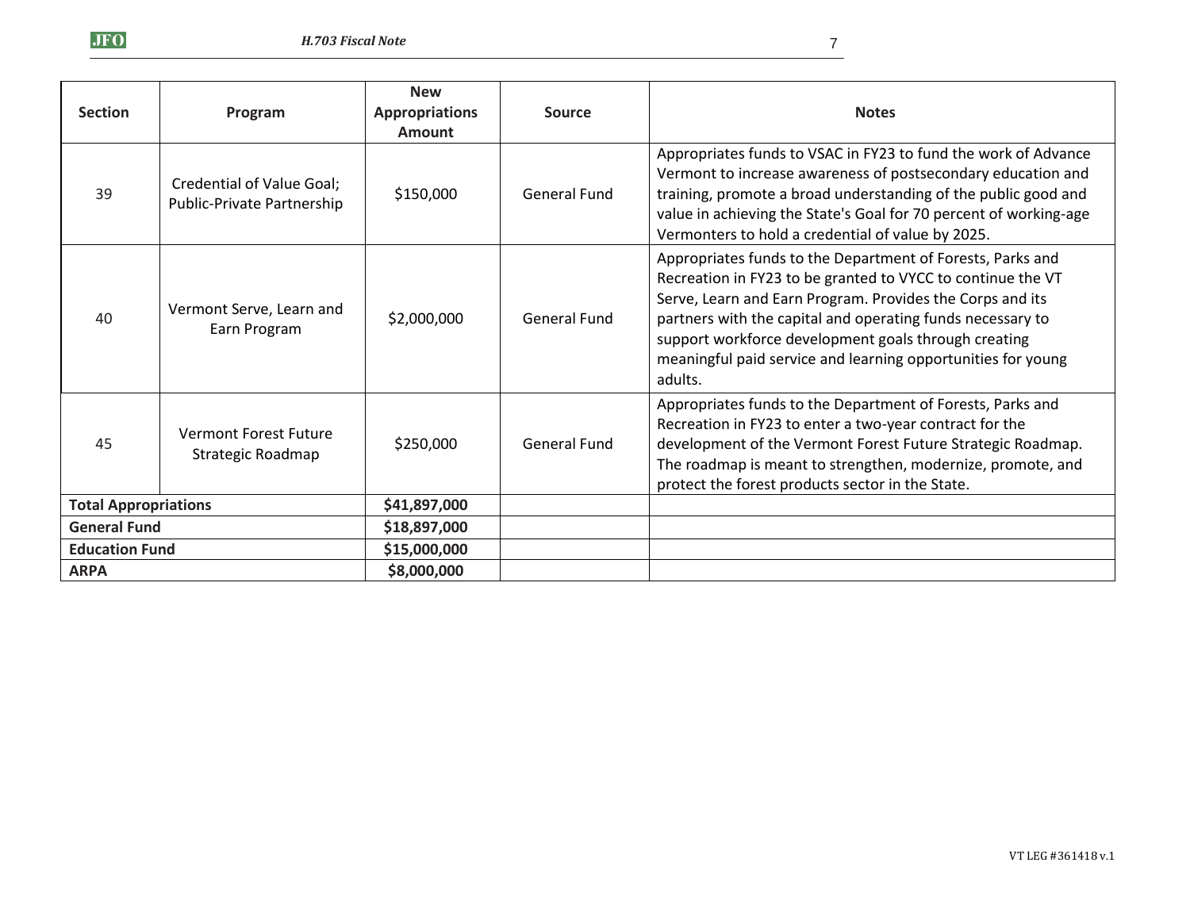| Section | Program | New Appropriations Amount | Source | Notes |
|---|---|---|---|---|
| 39 | Credential of Value Goal; Public-Private Partnership | $150,000 | General Fund | Appropriates funds to VSAC in FY23 to fund the work of Advance Vermont to increase awareness of postsecondary education and training, promote a broad understanding of the public good and value in achieving the State's Goal for 70 percent of working-age Vermonters to hold a credential of value by 2025. |
| 40 | Vermont Serve, Learn and Earn Program | $2,000,000 | General Fund | Appropriates funds to the Department of Forests, Parks and Recreation in FY23 to be granted to VYCC to continue the VT Serve, Learn and Earn Program. Provides the Corps and its partners with the capital and operating funds necessary to support workforce development goals through creating meaningful paid service and learning opportunities for young adults. |
| 45 | Vermont Forest Future Strategic Roadmap | $250,000 | General Fund | Appropriates funds to the Department of Forests, Parks and Recreation in FY23 to enter a two-year contract for the development of the Vermont Forest Future Strategic Roadmap. The roadmap is meant to strengthen, modernize, promote, and protect the forest products sector in the State. |
| **Total Appropriations** | | **$41,897,000** | | |
| **General Fund** | | **$18,897,000** | | |
| **Education Fund** | | **$15,000,000** | | |
| **ARPA** | | **$8,000,000** | | |

VT LEG #361418 v.1